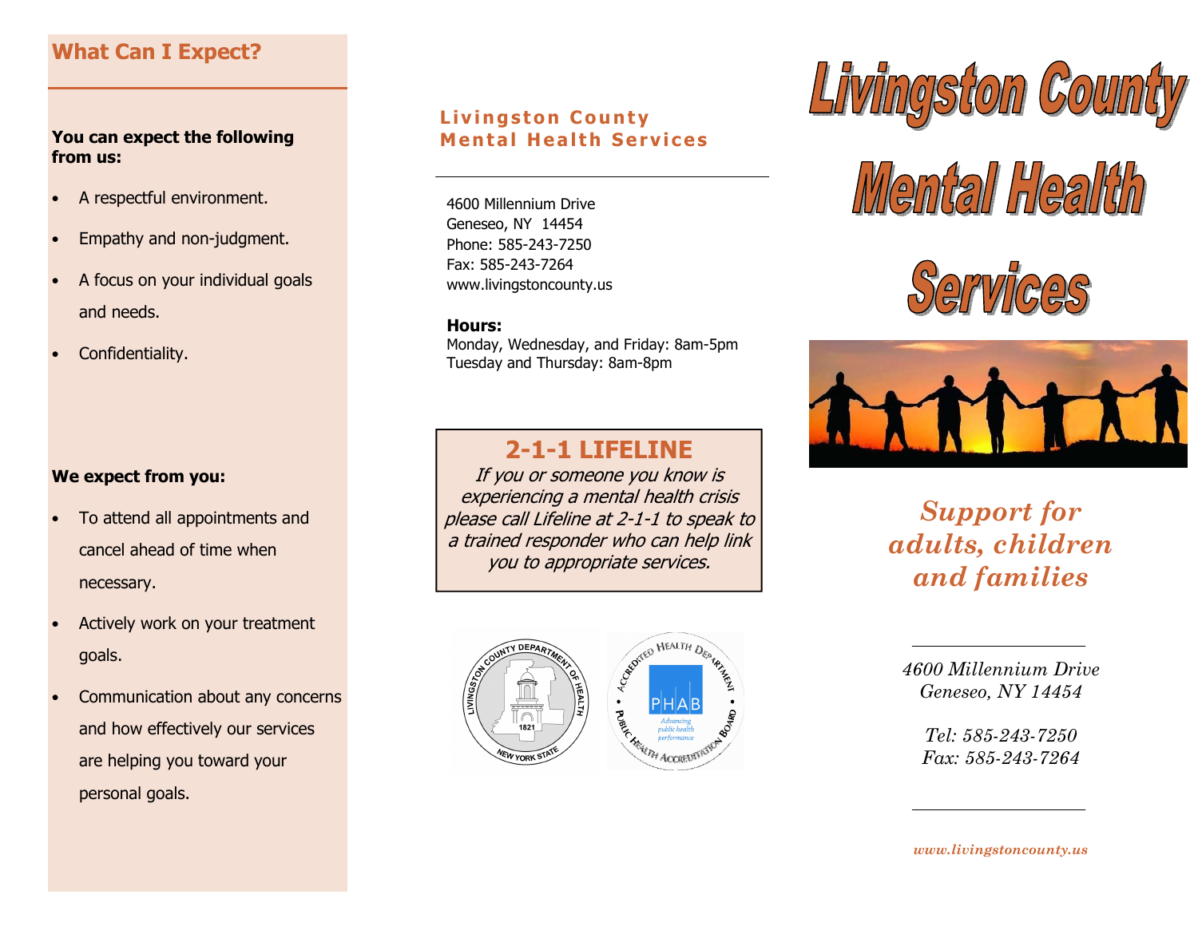## What Can I Expect?

**You can expect the following from us:**

- A respectful environment.
- Empathy and non-judgment.
- A focus on your individual goals and needs.
- Confidentiality.

**We expect from you:**

- To attend all appointments and cancel ahead of time when necessary.
- Actively work on your treatment goals.
- Communication about any concerns and how effectively our services are helping you toward your personal goals.

### Livingston County Mental Health Services

4600 Millennium Drive
Geneseo, NY 14454
Phone: 585-243-7250
Fax: 585-243-7264
www.livingstoncounty.us

**Hours:**
Monday, Wednesday, and Friday: 8am-5pm
Tuesday and Thursday: 8am-8pm

### 2-1-1 LIFELINE

*If you or someone you know is experiencing a mental health crisis please call Lifeline at 2-1-1 to speak to a trained responder who can help link you to appropriate services.*

# Livingston County Mental Health Services

*Support for adults, children and families*

*4600 Millennium Drive*
*Geneseo, NY 14454*

*Tel: 585-243-7250*
*Fax: 585-243-7264*

*www.livingstoncounty.us*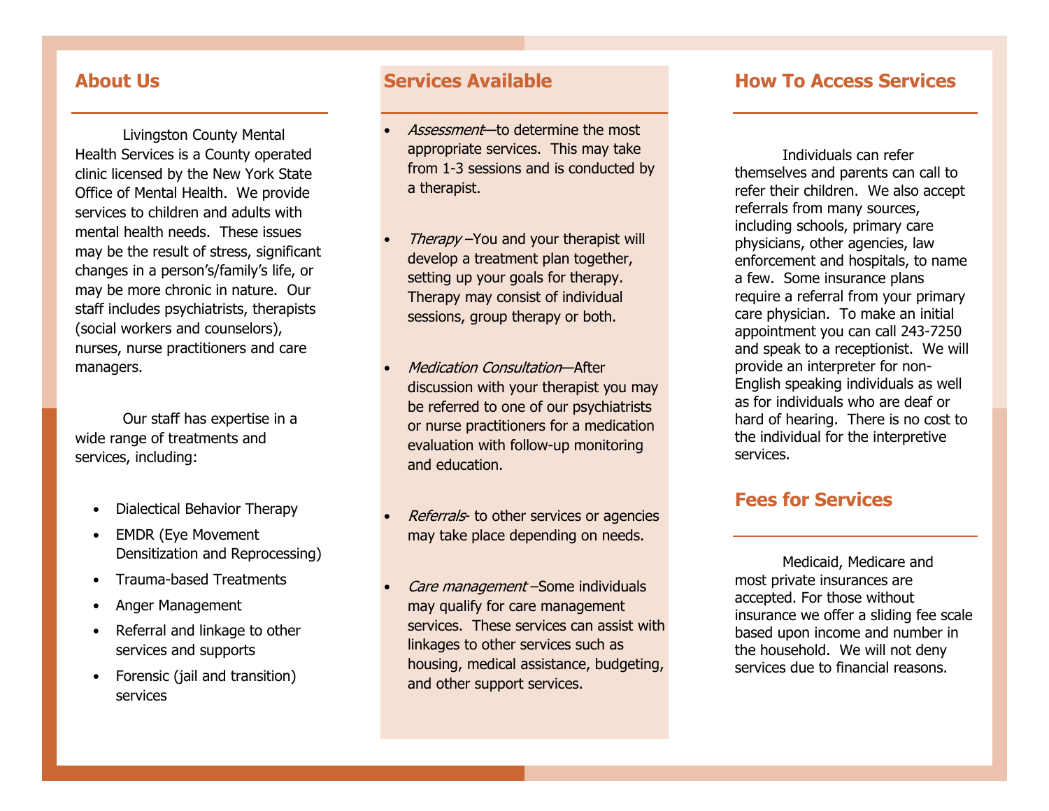## About Us

Livingston County Mental Health Services is a County operated clinic licensed by the New York State Office of Mental Health. We provide services to children and adults with mental health needs. These issues may be the result of stress, significant changes in a person's/family's life, or may be more chronic in nature. Our staff includes psychiatrists, therapists (social workers and counselors), nurses, nurse practitioners and care managers.

Our staff has expertise in a wide range of treatments and services, including:

- Dialectical Behavior Therapy
- EMDR (Eye Movement Densitization and Reprocessing)
- Trauma-based Treatments
- Anger Management
- Referral and linkage to other services and supports
- Forensic (jail and transition) services

## Services Available

- *Assessment*—to determine the most appropriate services. This may take from 1-3 sessions and is conducted by a therapist.
- *Therapy* –You and your therapist will develop a treatment plan together, setting up your goals for therapy. Therapy may consist of individual sessions, group therapy or both.
- *Medication Consultation*—After discussion with your therapist you may be referred to one of our psychiatrists or nurse practitioners for a medication evaluation with follow-up monitoring and education.
- *Referrals*- to other services or agencies may take place depending on needs.
- *Care management* –Some individuals may qualify for care management services. These services can assist with linkages to other services such as housing, medical assistance, budgeting, and other support services.

## How To Access Services

Individuals can refer themselves and parents can call to refer their children. We also accept referrals from many sources, including schools, primary care physicians, other agencies, law enforcement and hospitals, to name a few. Some insurance plans require a referral from your primary care physician. To make an initial appointment you can call 243-7250 and speak to a receptionist. We will provide an interpreter for non-English speaking individuals as well as for individuals who are deaf or hard of hearing. There is no cost to the individual for the interpretive services.

## Fees for Services

Medicaid, Medicare and most private insurances are accepted. For those without insurance we offer a sliding fee scale based upon income and number in the household. We will not deny services due to financial reasons.